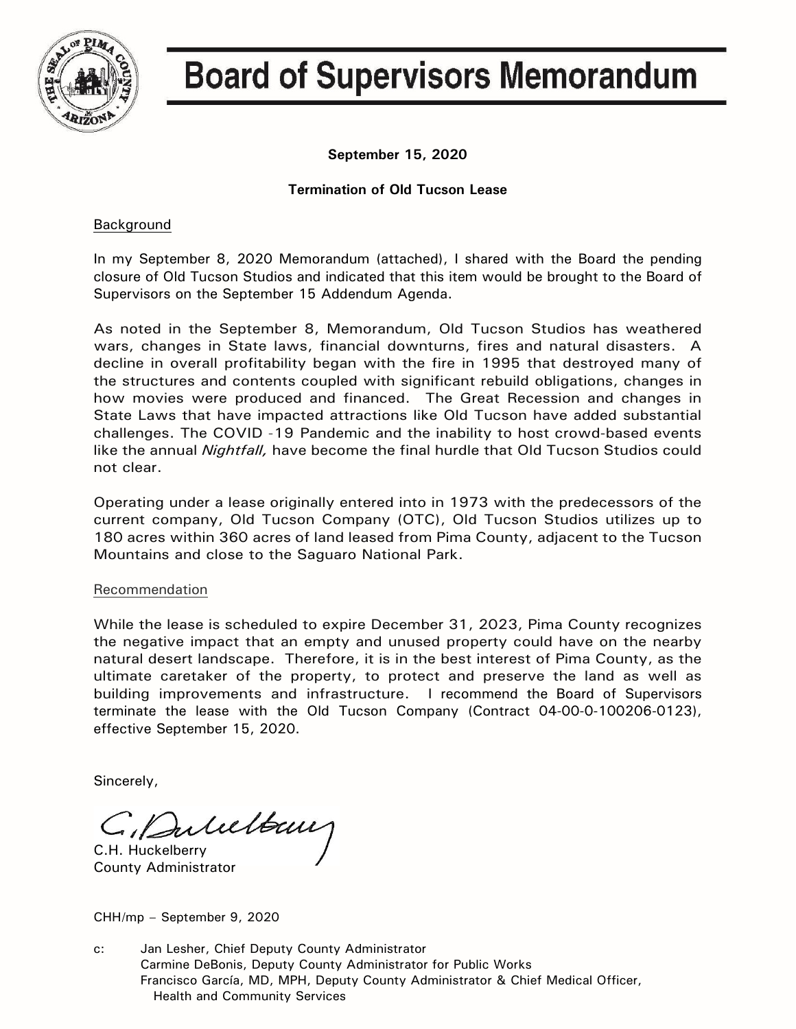# Board of Supervisors Memorandum

**September 15, 2020**

**Termination of Old Tucson Lease**

Background

In my September 8, 2020 Memorandum (attached), I shared with the Board the pending closure of Old Tucson Studios and indicated that this item would be brought to the Board of Supervisors on the September 15 Addendum Agenda.

As noted in the September 8, Memorandum, Old Tucson Studios has weathered wars, changes in State laws, financial downturns, fires and natural disasters. A decline in overall profitability began with the fire in 1995 that destroyed many of the structures and contents coupled with significant rebuild obligations, changes in how movies were produced and financed. The Great Recession and changes in State Laws that have impacted attractions like Old Tucson have added substantial challenges. The COVID -19 Pandemic and the inability to host crowd-based events like the annual *Nightfall,* have become the final hurdle that Old Tucson Studios could not clear.

Operating under a lease originally entered into in 1973 with the predecessors of the current company, Old Tucson Company (OTC), Old Tucson Studios utilizes up to 180 acres within 360 acres of land leased from Pima County, adjacent to the Tucson Mountains and close to the Saguaro National Park.

Recommendation

While the lease is scheduled to expire December 31, 2023, Pima County recognizes the negative impact that an empty and unused property could have on the nearby natural desert landscape. Therefore, it is in the best interest of Pima County, as the ultimate caretaker of the property, to protect and preserve the land as well as building improvements and infrastructure. I recommend the Board of Supervisors terminate the lease with the Old Tucson Company (Contract 04-00-0-100206-0123), effective September 15, 2020.

Sincerely,

C.H. Huckelberry
County Administrator

CHH/mp – September 9, 2020

c: Jan Lesher, Chief Deputy County Administrator
Carmine DeBonis, Deputy County Administrator for Public Works
Francisco García, MD, MPH, Deputy County Administrator & Chief Medical Officer, Health and Community Services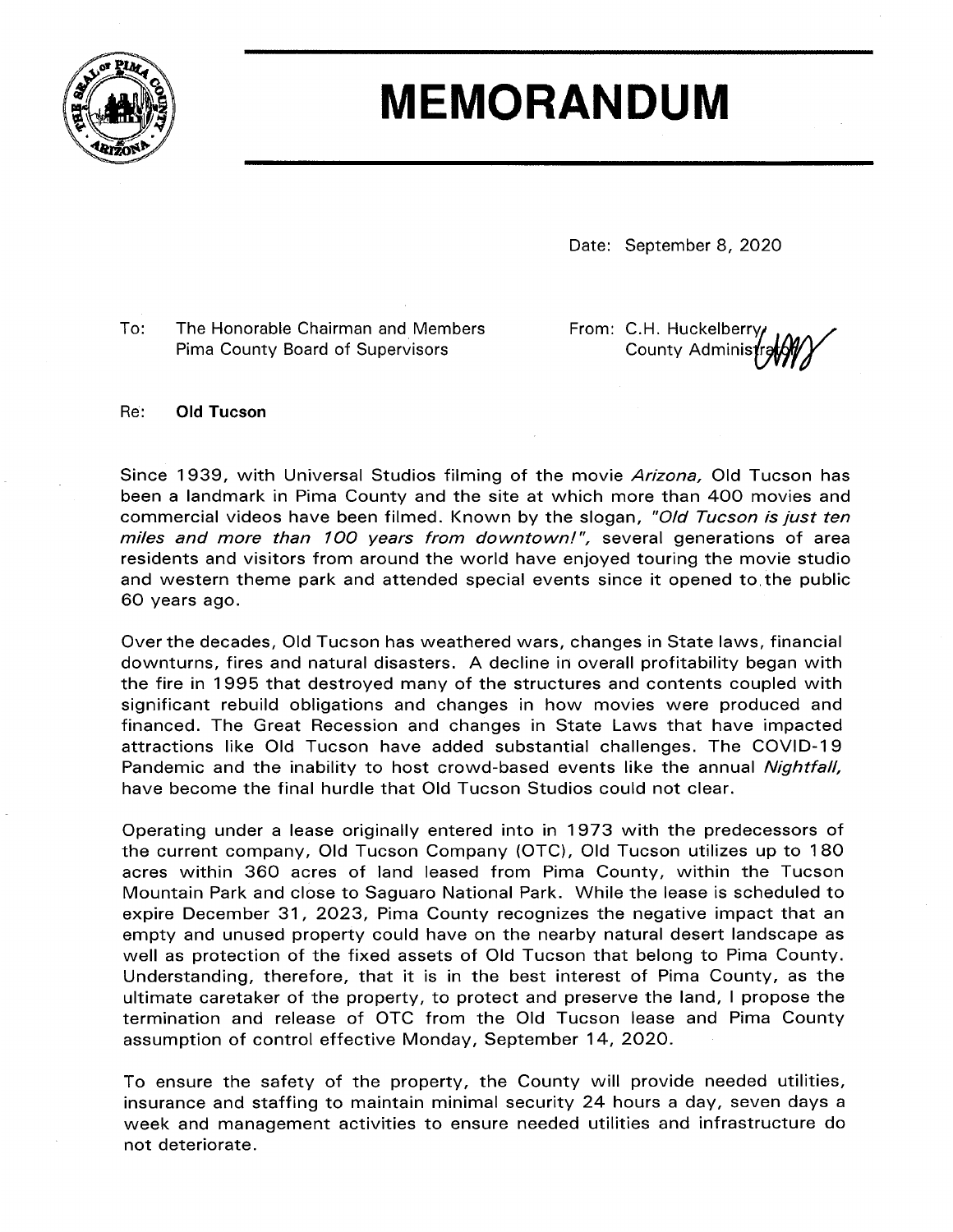# MEMORANDUM

Date: September 8, 2020

To: The Honorable Chairman and Members
Pima County Board of Supervisors

From: C.H. Huckelberry
County Administrator

Re: **Old Tucson**

Since 1939, with Universal Studios filming of the movie *Arizona,* Old Tucson has been a landmark in Pima County and the site at which more than 400 movies and commercial videos have been filmed. Known by the slogan, *"Old Tucson is just ten miles and more than 100 years from downtown!",* several generations of area residents and visitors from around the world have enjoyed touring the movie studio and western theme park and attended special events since it opened to the public 60 years ago.

Over the decades, Old Tucson has weathered wars, changes in State laws, financial downturns, fires and natural disasters. A decline in overall profitability began with the fire in 1995 that destroyed many of the structures and contents coupled with significant rebuild obligations and changes in how movies were produced and financed. The Great Recession and changes in State Laws that have impacted attractions like Old Tucson have added substantial challenges. The COVID-19 Pandemic and the inability to host crowd-based events like the annual *Nightfall,* have become the final hurdle that Old Tucson Studios could not clear.

Operating under a lease originally entered into in 1973 with the predecessors of the current company, Old Tucson Company (OTC), Old Tucson utilizes up to 180 acres within 360 acres of land leased from Pima County, within the Tucson Mountain Park and close to Saguaro National Park. While the lease is scheduled to expire December 31, 2023, Pima County recognizes the negative impact that an empty and unused property could have on the nearby natural desert landscape as well as protection of the fixed assets of Old Tucson that belong to Pima County. Understanding, therefore, that it is in the best interest of Pima County, as the ultimate caretaker of the property, to protect and preserve the land, I propose the termination and release of OTC from the Old Tucson lease and Pima County assumption of control effective Monday, September 14, 2020.

To ensure the safety of the property, the County will provide needed utilities, insurance and staffing to maintain minimal security 24 hours a day, seven days a week and management activities to ensure needed utilities and infrastructure do not deteriorate.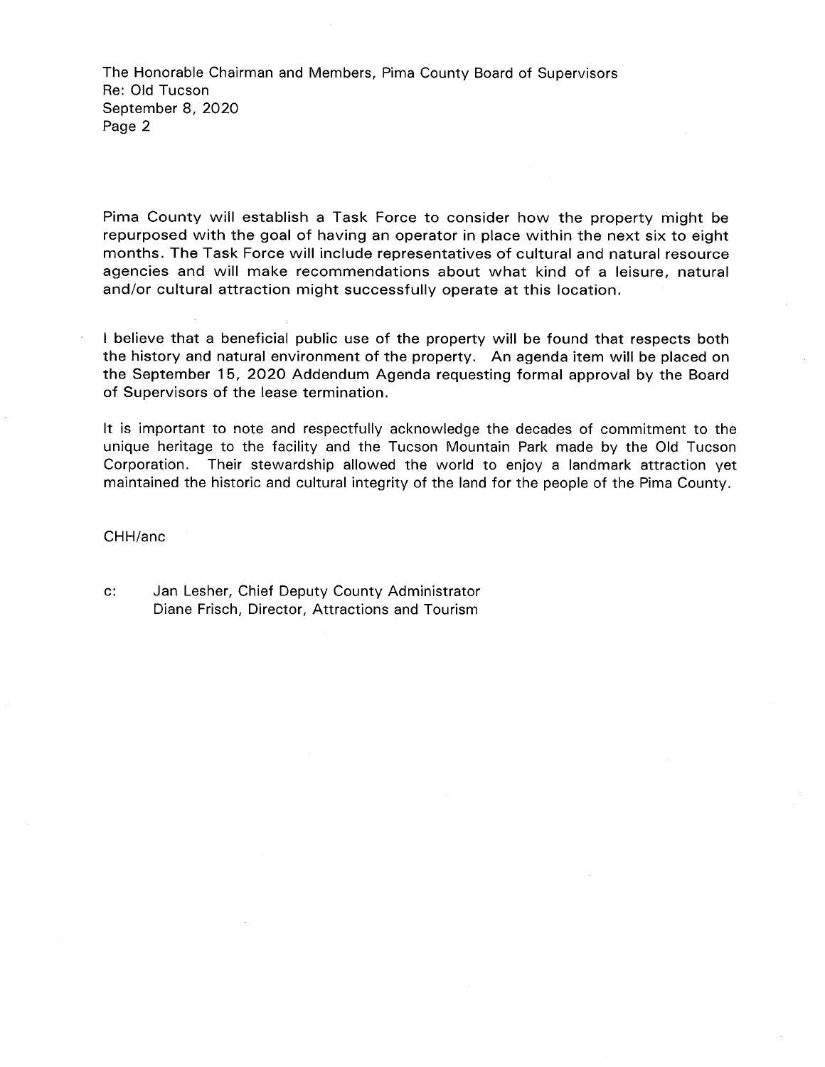Pima County will establish a Task Force to consider how the property might be repurposed with the goal of having an operator in place within the next six to eight months. The Task Force will include representatives of cultural and natural resource agencies and will make recommendations about what kind of a leisure, natural and/or cultural attraction might successfully operate at this location.

I believe that a beneficial public use of the property will be found that respects both the history and natural environment of the property. An agenda item will be placed on the September 15, 2020 Addendum Agenda requesting formal approval by the Board of Supervisors of the lease termination.

It is important to note and respectfully acknowledge the decades of commitment to the unique heritage to the facility and the Tucson Mountain Park made by the Old Tucson Corporation. Their stewardship allowed the world to enjoy a landmark attraction yet maintained the historic and cultural integrity of the land for the people of the Pima County.

CHH/anc

c: Jan Lesher, Chief Deputy County Administrator
Diane Frisch, Director, Attractions and Tourism